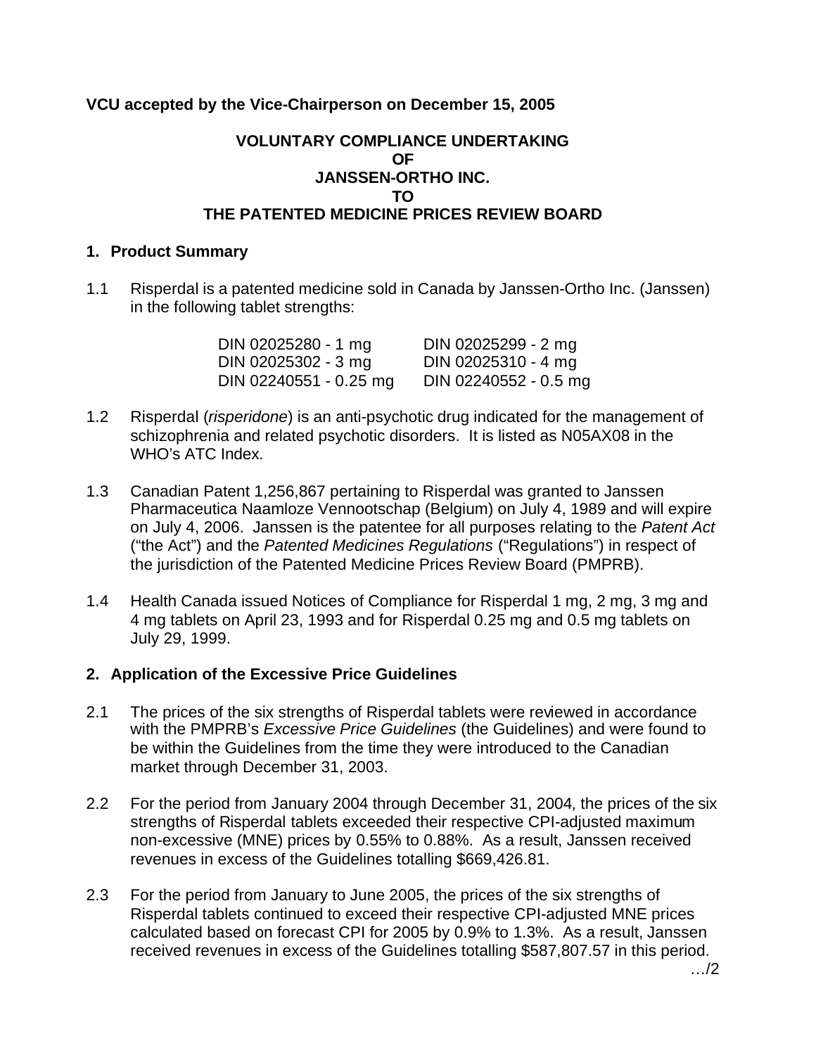**VCU accepted by the Vice-Chairperson on December 15, 2005**

# VOLUNTARY COMPLIANCE UNDERTAKING OF JANSSEN-ORTHO INC. TO THE PATENTED MEDICINE PRICES REVIEW BOARD

## 1. Product Summary

1.1 Risperdal is a patented medicine sold in Canada by Janssen-Ortho Inc. (Janssen) in the following tablet strengths:

| | |
|---|---|
| DIN 02025280 - 1 mg | DIN 02025299 - 2 mg |
| DIN 02025302 - 3 mg | DIN 02025310 - 4 mg |
| DIN 02240551 - 0.25 mg | DIN 02240552 - 0.5 mg |

1.2 Risperdal (*risperidone*) is an anti-psychotic drug indicated for the management of schizophrenia and related psychotic disorders. It is listed as N05AX08 in the WHO's ATC Index.

1.3 Canadian Patent 1,256,867 pertaining to Risperdal was granted to Janssen Pharmaceutica Naamloze Vennootschap (Belgium) on July 4, 1989 and will expire on July 4, 2006. Janssen is the patentee for all purposes relating to the *Patent Act* ("the Act") and the *Patented Medicines Regulations* ("Regulations") in respect of the jurisdiction of the Patented Medicine Prices Review Board (PMPRB).

1.4 Health Canada issued Notices of Compliance for Risperdal 1 mg, 2 mg, 3 mg and 4 mg tablets on April 23, 1993 and for Risperdal 0.25 mg and 0.5 mg tablets on July 29, 1999.

## 2. Application of the Excessive Price Guidelines

2.1 The prices of the six strengths of Risperdal tablets were reviewed in accordance with the PMPRB's *Excessive Price Guidelines* (the Guidelines) and were found to be within the Guidelines from the time they were introduced to the Canadian market through December 31, 2003.

2.2 For the period from January 2004 through December 31, 2004, the prices of the six strengths of Risperdal tablets exceeded their respective CPI-adjusted maximum non-excessive (MNE) prices by 0.55% to 0.88%. As a result, Janssen received revenues in excess of the Guidelines totalling $669,426.81.

2.3 For the period from January to June 2005, the prices of the six strengths of Risperdal tablets continued to exceed their respective CPI-adjusted MNE prices calculated based on forecast CPI for 2005 by 0.9% to 1.3%. As a result, Janssen received revenues in excess of the Guidelines totalling $587,807.57 in this period.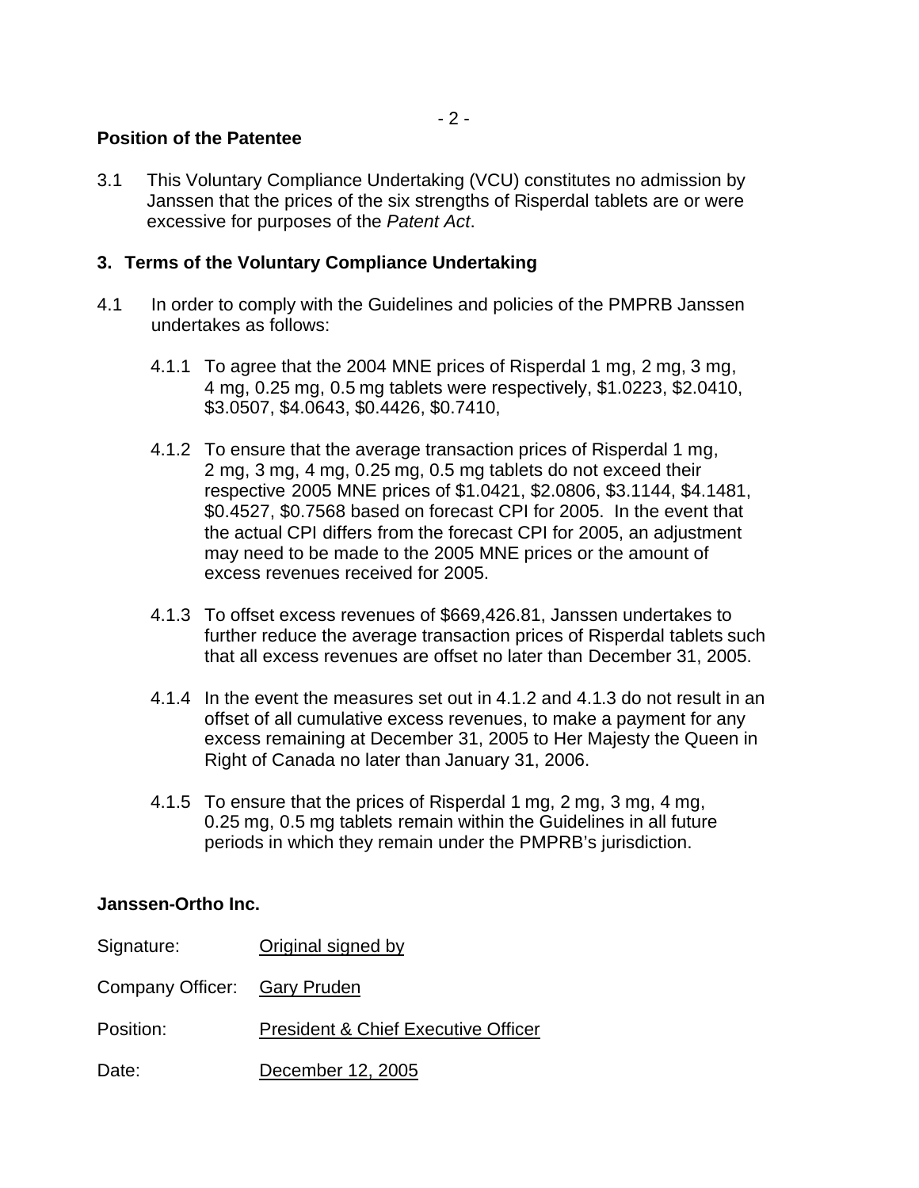**Position of the Patentee**

3.1 This Voluntary Compliance Undertaking (VCU) constitutes no admission by Janssen that the prices of the six strengths of Risperdal tablets are or were excessive for purposes of the *Patent Act*.

## 3. Terms of the Voluntary Compliance Undertaking

4.1 In order to comply with the Guidelines and policies of the PMPRB Janssen undertakes as follows:

4.1.1 To agree that the 2004 MNE prices of Risperdal 1 mg, 2 mg, 3 mg, 4 mg, 0.25 mg, 0.5 mg tablets were respectively, $1.0223, $2.0410, $3.0507, $4.0643, $0.4426, $0.7410,

4.1.2 To ensure that the average transaction prices of Risperdal 1 mg, 2 mg, 3 mg, 4 mg, 0.25 mg, 0.5 mg tablets do not exceed their respective 2005 MNE prices of $1.0421, $2.0806, $3.1144, $4.1481, $0.4527, $0.7568 based on forecast CPI for 2005. In the event that the actual CPI differs from the forecast CPI for 2005, an adjustment may need to be made to the 2005 MNE prices or the amount of excess revenues received for 2005.

4.1.3 To offset excess revenues of $669,426.81, Janssen undertakes to further reduce the average transaction prices of Risperdal tablets such that all excess revenues are offset no later than December 31, 2005.

4.1.4 In the event the measures set out in 4.1.2 and 4.1.3 do not result in an offset of all cumulative excess revenues, to make a payment for any excess remaining at December 31, 2005 to Her Majesty the Queen in Right of Canada no later than January 31, 2006.

4.1.5 To ensure that the prices of Risperdal 1 mg, 2 mg, 3 mg, 4 mg, 0.25 mg, 0.5 mg tablets remain within the Guidelines in all future periods in which they remain under the PMPRB's jurisdiction.

**Janssen-Ortho Inc.**

Signature: Original signed by

Company Officer: Gary Pruden

Position: President & Chief Executive Officer

Date: December 12, 2005